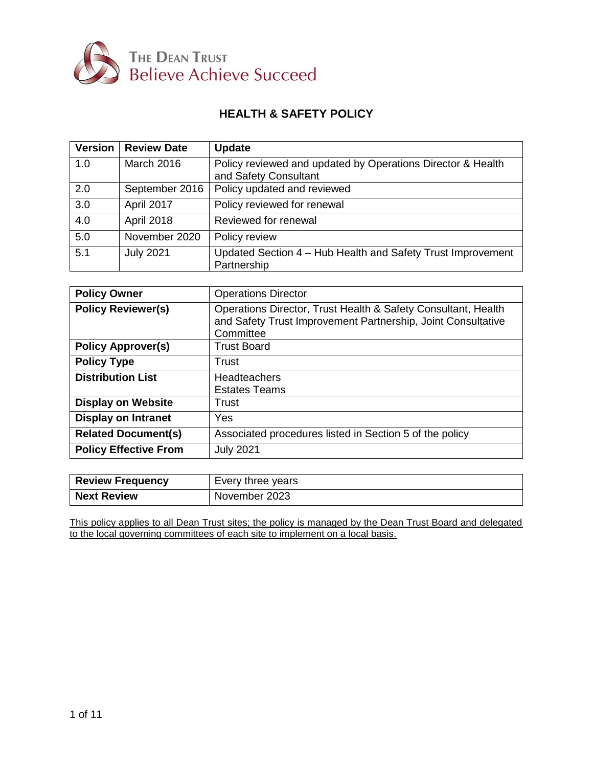The Dean Trust
Believe Achieve Succeed

# HEALTH & SAFETY POLICY

| Version | Review Date | Update |
|---|---|---|
| 1.0 | March 2016 | Policy reviewed and updated by Operations Director & Health and Safety Consultant |
| 2.0 | September 2016 | Policy updated and reviewed |
| 3.0 | April 2017 | Policy reviewed for renewal |
| 4.0 | April 2018 | Reviewed for renewal |
| 5.0 | November 2020 | Policy review |
| 5.1 | July 2021 | Updated Section 4 – Hub Health and Safety Trust Improvement Partnership |

| | |
|---|---|
| **Policy Owner** | Operations Director |
| **Policy Reviewer(s)** | Operations Director, Trust Health & Safety Consultant, Health and Safety Trust Improvement Partnership, Joint Consultative Committee |
| **Policy Approver(s)** | Trust Board |
| **Policy Type** | Trust |
| **Distribution List** | Headteachers<br>Estates Teams |
| **Display on Website** | Trust |
| **Display on Intranet** | Yes |
| **Related Document(s)** | Associated procedures listed in Section 5 of the policy |
| **Policy Effective From** | July 2021 |

| | |
|---|---|
| **Review Frequency** | Every three years |
| **Next Review** | November 2023 |

This policy applies to all Dean Trust sites; the policy is managed by the Dean Trust Board and delegated to the local governing committees of each site to implement on a local basis.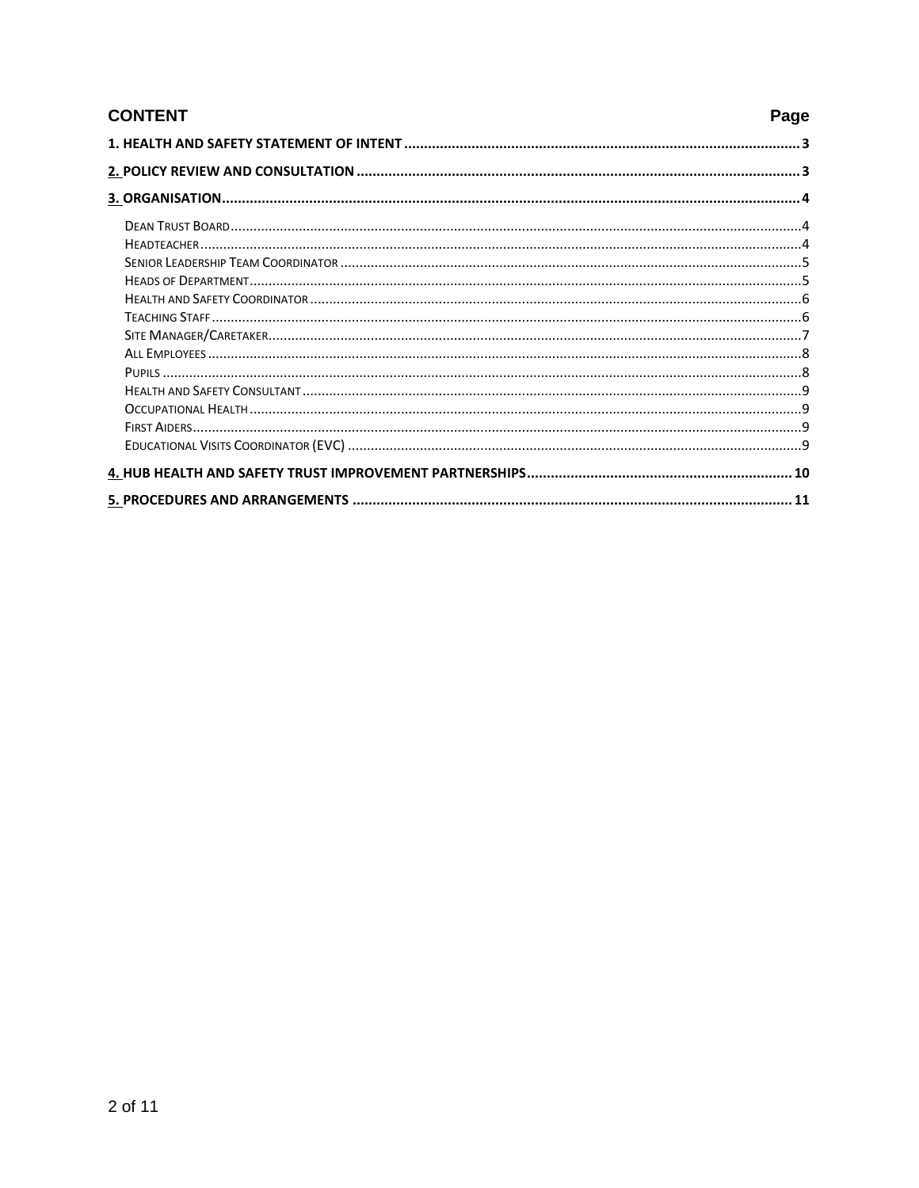## CONTENT

| CONTENT | Page |
|---|---|
| **1. HEALTH AND SAFETY STATEMENT OF INTENT** | **3** |
| **2. POLICY REVIEW AND CONSULTATION** | **3** |
| **3. ORGANISATION** | **4** |
| Dean Trust Board | 4 |
| Headteacher | 4 |
| Senior Leadership Team Coordinator | 5 |
| Heads of Department | 5 |
| Health and Safety Coordinator | 6 |
| Teaching Staff | 6 |
| Site Manager/Caretaker | 7 |
| All Employees | 8 |
| Pupils | 8 |
| Health and Safety Consultant | 9 |
| Occupational Health | 9 |
| First Aiders | 9 |
| Educational Visits Coordinator (EVC) | 9 |
| **4. HUB HEALTH AND SAFETY TRUST IMPROVEMENT PARTNERSHIPS** | **10** |
| **5. PROCEDURES AND ARRANGEMENTS** | **11** |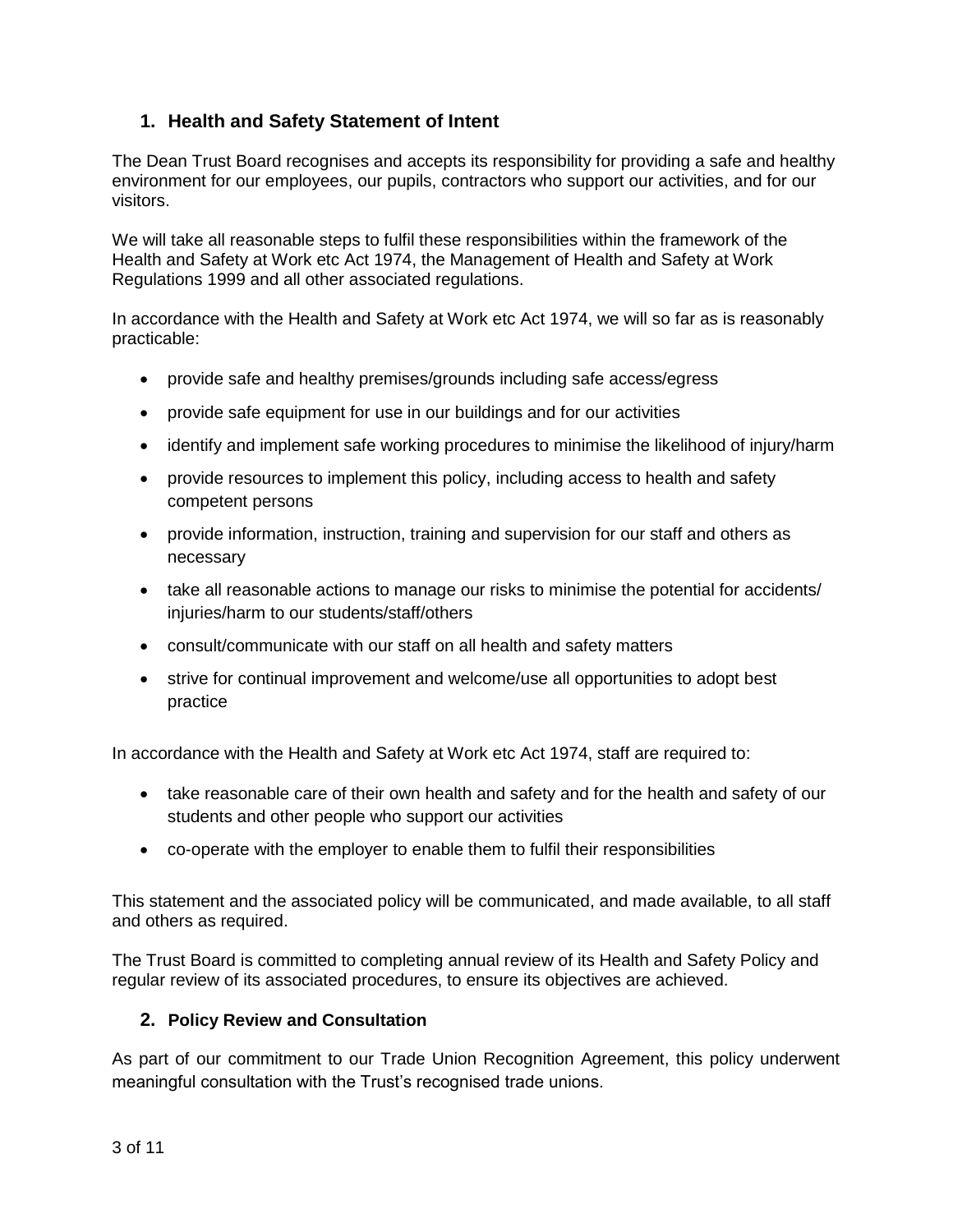## 1. Health and Safety Statement of Intent

The Dean Trust Board recognises and accepts its responsibility for providing a safe and healthy environment for our employees, our pupils, contractors who support our activities, and for our visitors.

We will take all reasonable steps to fulfil these responsibilities within the framework of the Health and Safety at Work etc Act 1974, the Management of Health and Safety at Work Regulations 1999 and all other associated regulations.

In accordance with the Health and Safety at Work etc Act 1974, we will so far as is reasonably practicable:

- provide safe and healthy premises/grounds including safe access/egress
- provide safe equipment for use in our buildings and for our activities
- identify and implement safe working procedures to minimise the likelihood of injury/harm
- provide resources to implement this policy, including access to health and safety competent persons
- provide information, instruction, training and supervision for our staff and others as necessary
- take all reasonable actions to manage our risks to minimise the potential for accidents/ injuries/harm to our students/staff/others
- consult/communicate with our staff on all health and safety matters
- strive for continual improvement and welcome/use all opportunities to adopt best practice

In accordance with the Health and Safety at Work etc Act 1974, staff are required to:

- take reasonable care of their own health and safety and for the health and safety of our students and other people who support our activities
- co-operate with the employer to enable them to fulfil their responsibilities

This statement and the associated policy will be communicated, and made available, to all staff and others as required.

The Trust Board is committed to completing annual review of its Health and Safety Policy and regular review of its associated procedures, to ensure its objectives are achieved.

## 2. Policy Review and Consultation

As part of our commitment to our Trade Union Recognition Agreement, this policy underwent meaningful consultation with the Trust's recognised trade unions.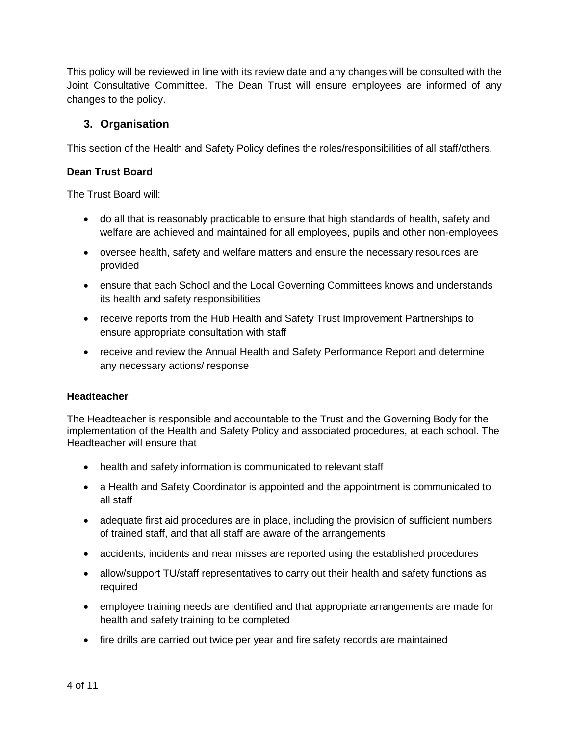This policy will be reviewed in line with its review date and any changes will be consulted with the Joint Consultative Committee. The Dean Trust will ensure employees are informed of any changes to the policy.

## 3. Organisation

This section of the Health and Safety Policy defines the roles/responsibilities of all staff/others.

**Dean Trust Board**

The Trust Board will:

- do all that is reasonably practicable to ensure that high standards of health, safety and welfare are achieved and maintained for all employees, pupils and other non-employees
- oversee health, safety and welfare matters and ensure the necessary resources are provided
- ensure that each School and the Local Governing Committees knows and understands its health and safety responsibilities
- receive reports from the Hub Health and Safety Trust Improvement Partnerships to ensure appropriate consultation with staff
- receive and review the Annual Health and Safety Performance Report and determine any necessary actions/ response

**Headteacher**

The Headteacher is responsible and accountable to the Trust and the Governing Body for the implementation of the Health and Safety Policy and associated procedures, at each school. The Headteacher will ensure that

- health and safety information is communicated to relevant staff
- a Health and Safety Coordinator is appointed and the appointment is communicated to all staff
- adequate first aid procedures are in place, including the provision of sufficient numbers of trained staff, and that all staff are aware of the arrangements
- accidents, incidents and near misses are reported using the established procedures
- allow/support TU/staff representatives to carry out their health and safety functions as required
- employee training needs are identified and that appropriate arrangements are made for health and safety training to be completed
- fire drills are carried out twice per year and fire safety records are maintained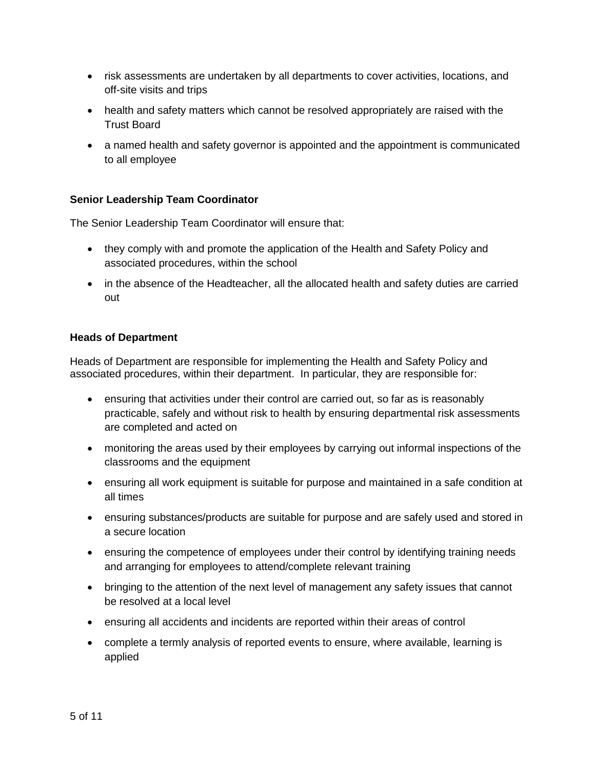- risk assessments are undertaken by all departments to cover activities, locations, and off-site visits and trips
- health and safety matters which cannot be resolved appropriately are raised with the Trust Board
- a named health and safety governor is appointed and the appointment is communicated to all employee

**Senior Leadership Team Coordinator**

The Senior Leadership Team Coordinator will ensure that:

- they comply with and promote the application of the Health and Safety Policy and associated procedures, within the school
- in the absence of the Headteacher, all the allocated health and safety duties are carried out

**Heads of Department**

Heads of Department are responsible for implementing the Health and Safety Policy and associated procedures, within their department. In particular, they are responsible for:

- ensuring that activities under their control are carried out, so far as is reasonably practicable, safely and without risk to health by ensuring departmental risk assessments are completed and acted on
- monitoring the areas used by their employees by carrying out informal inspections of the classrooms and the equipment
- ensuring all work equipment is suitable for purpose and maintained in a safe condition at all times
- ensuring substances/products are suitable for purpose and are safely used and stored in a secure location
- ensuring the competence of employees under their control by identifying training needs and arranging for employees to attend/complete relevant training
- bringing to the attention of the next level of management any safety issues that cannot be resolved at a local level
- ensuring all accidents and incidents are reported within their areas of control
- complete a termly analysis of reported events to ensure, where available, learning is applied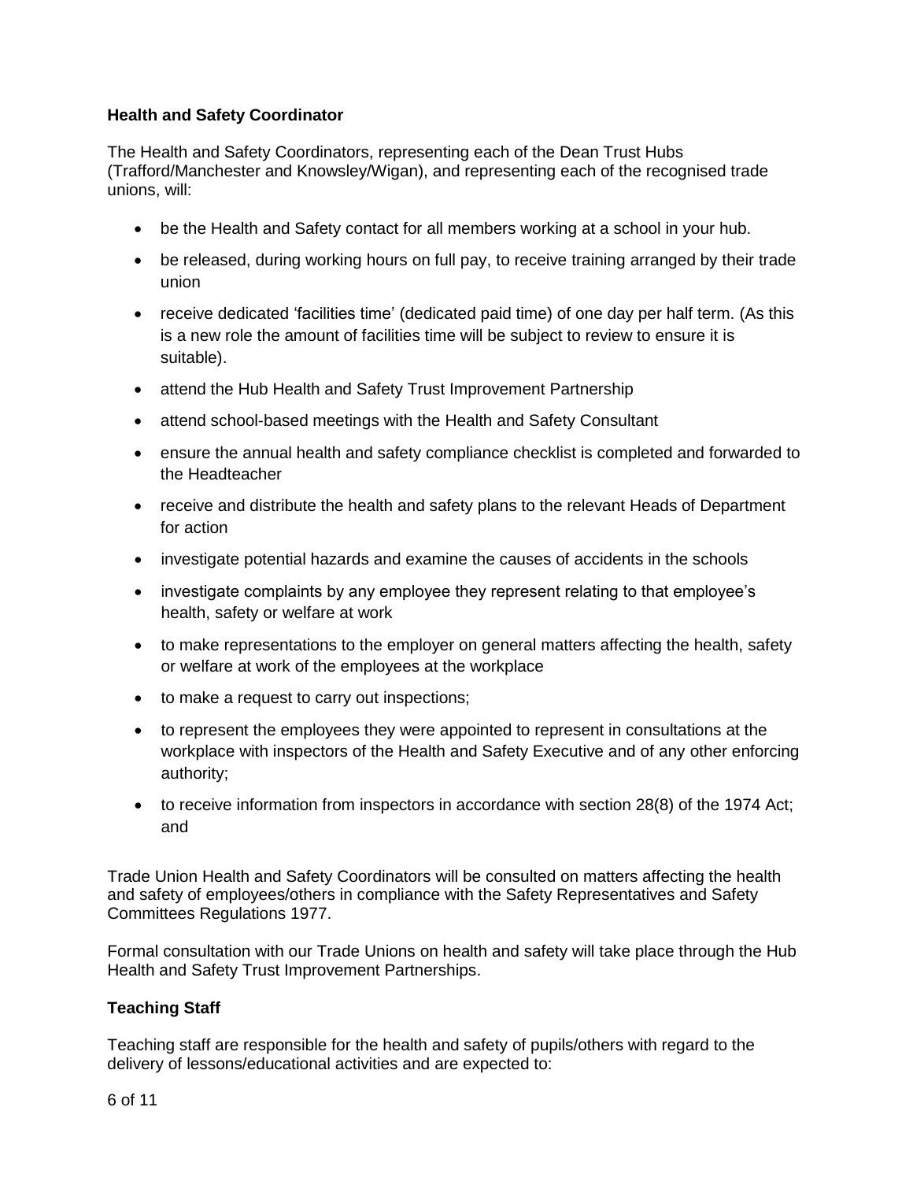**Health and Safety Coordinator**

The Health and Safety Coordinators, representing each of the Dean Trust Hubs (Trafford/Manchester and Knowsley/Wigan), and representing each of the recognised trade unions, will:

- be the Health and Safety contact for all members working at a school in your hub.
- be released, during working hours on full pay, to receive training arranged by their trade union
- receive dedicated 'facilities time' (dedicated paid time) of one day per half term. (As this is a new role the amount of facilities time will be subject to review to ensure it is suitable).
- attend the Hub Health and Safety Trust Improvement Partnership
- attend school-based meetings with the Health and Safety Consultant
- ensure the annual health and safety compliance checklist is completed and forwarded to the Headteacher
- receive and distribute the health and safety plans to the relevant Heads of Department for action
- investigate potential hazards and examine the causes of accidents in the schools
- investigate complaints by any employee they represent relating to that employee's health, safety or welfare at work
- to make representations to the employer on general matters affecting the health, safety or welfare at work of the employees at the workplace
- to make a request to carry out inspections;
- to represent the employees they were appointed to represent in consultations at the workplace with inspectors of the Health and Safety Executive and of any other enforcing authority;
- to receive information from inspectors in accordance with section 28(8) of the 1974 Act; and

Trade Union Health and Safety Coordinators will be consulted on matters affecting the health and safety of employees/others in compliance with the Safety Representatives and Safety Committees Regulations 1977.

Formal consultation with our Trade Unions on health and safety will take place through the Hub Health and Safety Trust Improvement Partnerships.

**Teaching Staff**

Teaching staff are responsible for the health and safety of pupils/others with regard to the delivery of lessons/educational activities and are expected to: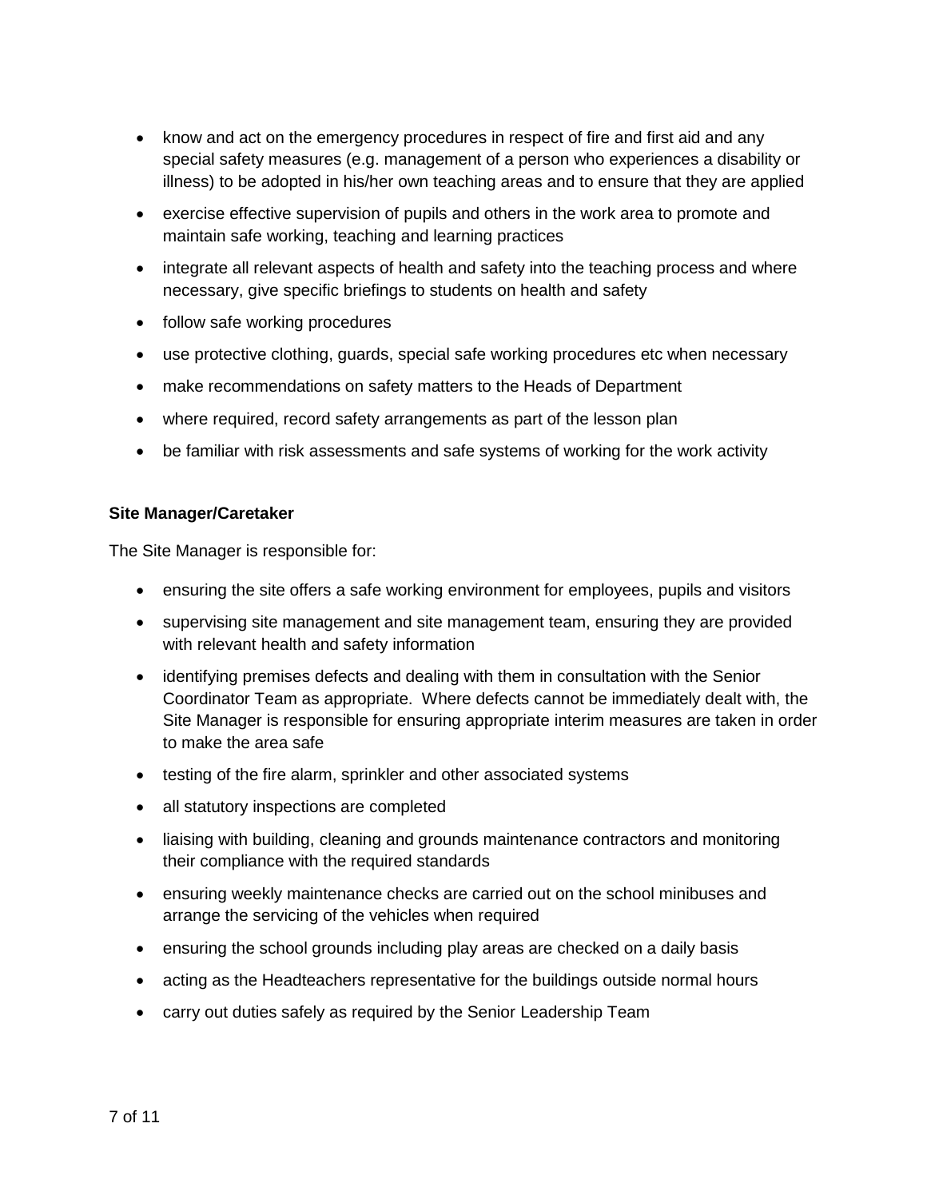- know and act on the emergency procedures in respect of fire and first aid and any special safety measures (e.g. management of a person who experiences a disability or illness) to be adopted in his/her own teaching areas and to ensure that they are applied
- exercise effective supervision of pupils and others in the work area to promote and maintain safe working, teaching and learning practices
- integrate all relevant aspects of health and safety into the teaching process and where necessary, give specific briefings to students on health and safety
- follow safe working procedures
- use protective clothing, guards, special safe working procedures etc when necessary
- make recommendations on safety matters to the Heads of Department
- where required, record safety arrangements as part of the lesson plan
- be familiar with risk assessments and safe systems of working for the work activity

**Site Manager/Caretaker**

The Site Manager is responsible for:

- ensuring the site offers a safe working environment for employees, pupils and visitors
- supervising site management and site management team, ensuring they are provided with relevant health and safety information
- identifying premises defects and dealing with them in consultation with the Senior Coordinator Team as appropriate. Where defects cannot be immediately dealt with, the Site Manager is responsible for ensuring appropriate interim measures are taken in order to make the area safe
- testing of the fire alarm, sprinkler and other associated systems
- all statutory inspections are completed
- liaising with building, cleaning and grounds maintenance contractors and monitoring their compliance with the required standards
- ensuring weekly maintenance checks are carried out on the school minibuses and arrange the servicing of the vehicles when required
- ensuring the school grounds including play areas are checked on a daily basis
- acting as the Headteachers representative for the buildings outside normal hours
- carry out duties safely as required by the Senior Leadership Team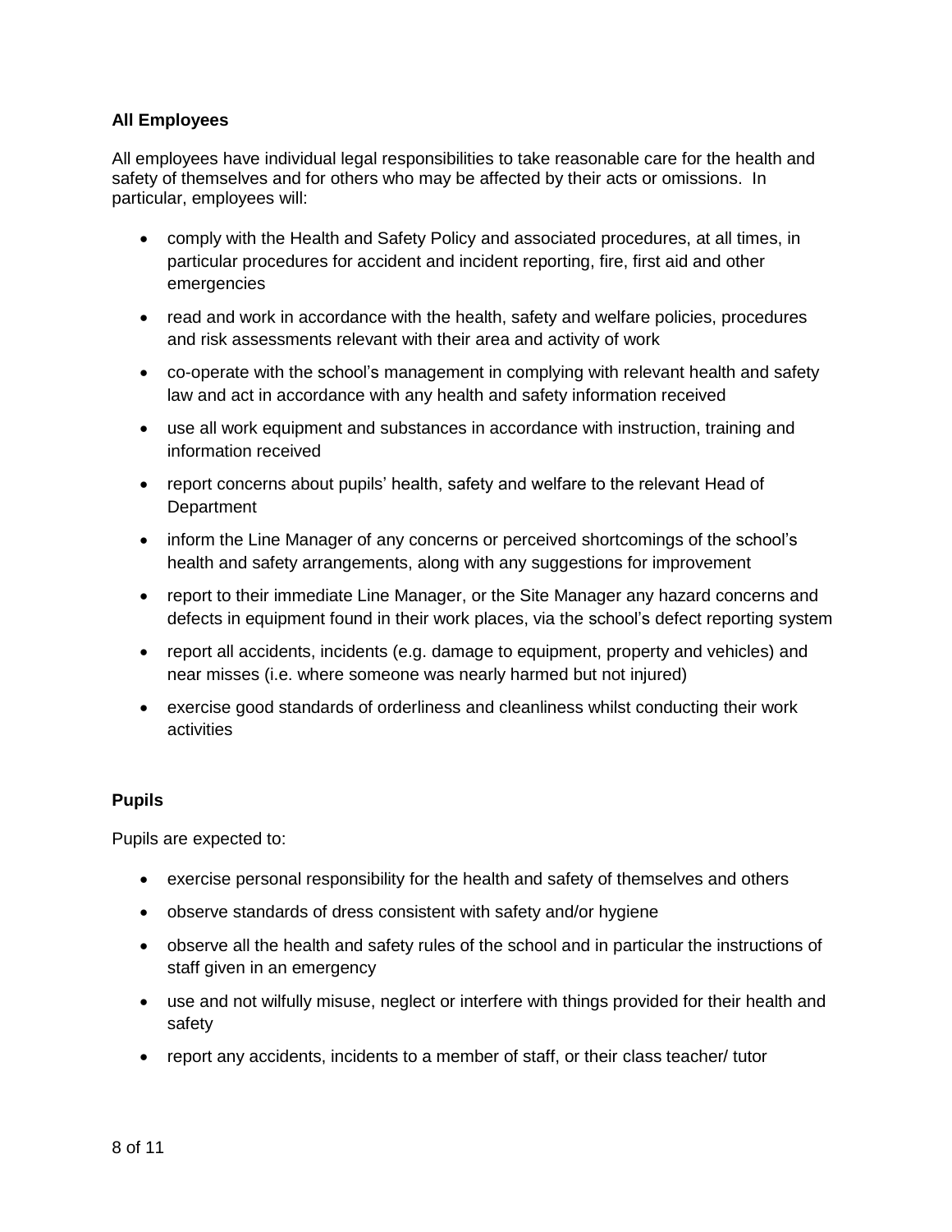**All Employees**

All employees have individual legal responsibilities to take reasonable care for the health and safety of themselves and for others who may be affected by their acts or omissions. In particular, employees will:

- comply with the Health and Safety Policy and associated procedures, at all times, in particular procedures for accident and incident reporting, fire, first aid and other emergencies
- read and work in accordance with the health, safety and welfare policies, procedures and risk assessments relevant with their area and activity of work
- co-operate with the school's management in complying with relevant health and safety law and act in accordance with any health and safety information received
- use all work equipment and substances in accordance with instruction, training and information received
- report concerns about pupils' health, safety and welfare to the relevant Head of Department
- inform the Line Manager of any concerns or perceived shortcomings of the school's health and safety arrangements, along with any suggestions for improvement
- report to their immediate Line Manager, or the Site Manager any hazard concerns and defects in equipment found in their work places, via the school's defect reporting system
- report all accidents, incidents (e.g. damage to equipment, property and vehicles) and near misses (i.e. where someone was nearly harmed but not injured)
- exercise good standards of orderliness and cleanliness whilst conducting their work activities

**Pupils**

Pupils are expected to:

- exercise personal responsibility for the health and safety of themselves and others
- observe standards of dress consistent with safety and/or hygiene
- observe all the health and safety rules of the school and in particular the instructions of staff given in an emergency
- use and not wilfully misuse, neglect or interfere with things provided for their health and safety
- report any accidents, incidents to a member of staff, or their class teacher/ tutor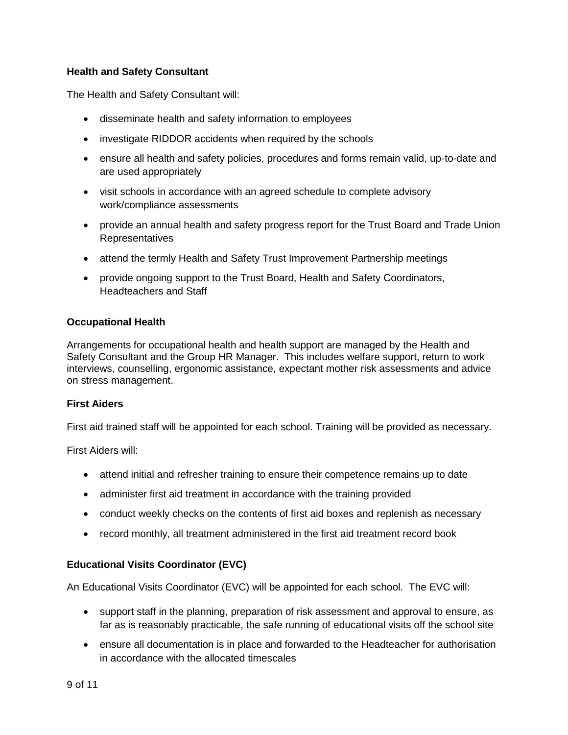**Health and Safety Consultant**

The Health and Safety Consultant will:

- disseminate health and safety information to employees
- investigate RIDDOR accidents when required by the schools
- ensure all health and safety policies, procedures and forms remain valid, up-to-date and are used appropriately
- visit schools in accordance with an agreed schedule to complete advisory work/compliance assessments
- provide an annual health and safety progress report for the Trust Board and Trade Union Representatives
- attend the termly Health and Safety Trust Improvement Partnership meetings
- provide ongoing support to the Trust Board, Health and Safety Coordinators, Headteachers and Staff

**Occupational Health**

Arrangements for occupational health and health support are managed by the Health and Safety Consultant and the Group HR Manager. This includes welfare support, return to work interviews, counselling, ergonomic assistance, expectant mother risk assessments and advice on stress management.

**First Aiders**

First aid trained staff will be appointed for each school. Training will be provided as necessary.

First Aiders will:

- attend initial and refresher training to ensure their competence remains up to date
- administer first aid treatment in accordance with the training provided
- conduct weekly checks on the contents of first aid boxes and replenish as necessary
- record monthly, all treatment administered in the first aid treatment record book

**Educational Visits Coordinator (EVC)**

An Educational Visits Coordinator (EVC) will be appointed for each school. The EVC will:

- support staff in the planning, preparation of risk assessment and approval to ensure, as far as is reasonably practicable, the safe running of educational visits off the school site
- ensure all documentation is in place and forwarded to the Headteacher for authorisation in accordance with the allocated timescales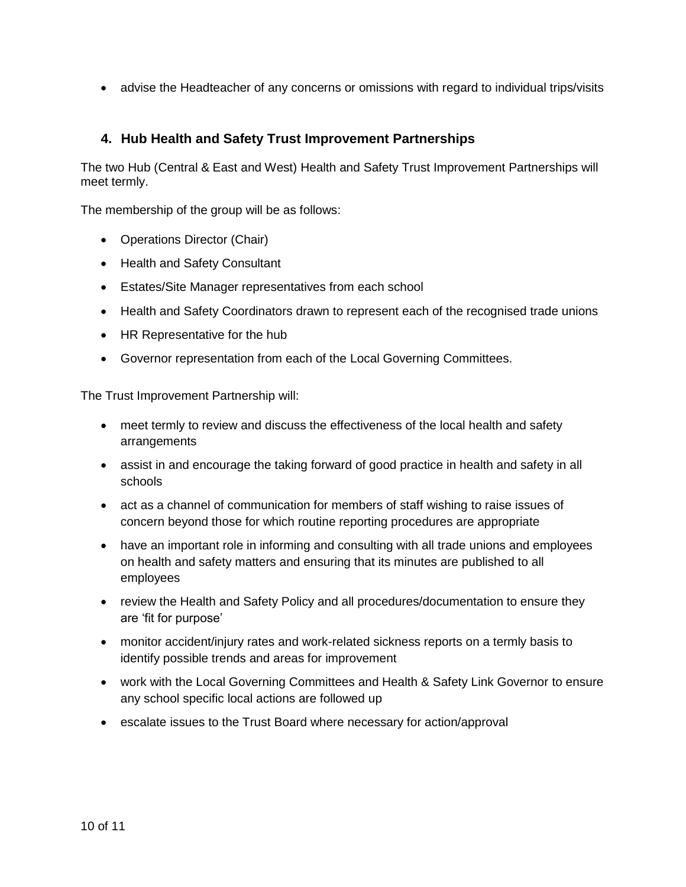- advise the Headteacher of any concerns or omissions with regard to individual trips/visits

## 4. Hub Health and Safety Trust Improvement Partnerships

The two Hub (Central & East and West) Health and Safety Trust Improvement Partnerships will meet termly.

The membership of the group will be as follows:

- Operations Director (Chair)
- Health and Safety Consultant
- Estates/Site Manager representatives from each school
- Health and Safety Coordinators drawn to represent each of the recognised trade unions
- HR Representative for the hub
- Governor representation from each of the Local Governing Committees.

The Trust Improvement Partnership will:

- meet termly to review and discuss the effectiveness of the local health and safety arrangements
- assist in and encourage the taking forward of good practice in health and safety in all schools
- act as a channel of communication for members of staff wishing to raise issues of concern beyond those for which routine reporting procedures are appropriate
- have an important role in informing and consulting with all trade unions and employees on health and safety matters and ensuring that its minutes are published to all employees
- review the Health and Safety Policy and all procedures/documentation to ensure they are 'fit for purpose'
- monitor accident/injury rates and work-related sickness reports on a termly basis to identify possible trends and areas for improvement
- work with the Local Governing Committees and Health & Safety Link Governor to ensure any school specific local actions are followed up
- escalate issues to the Trust Board where necessary for action/approval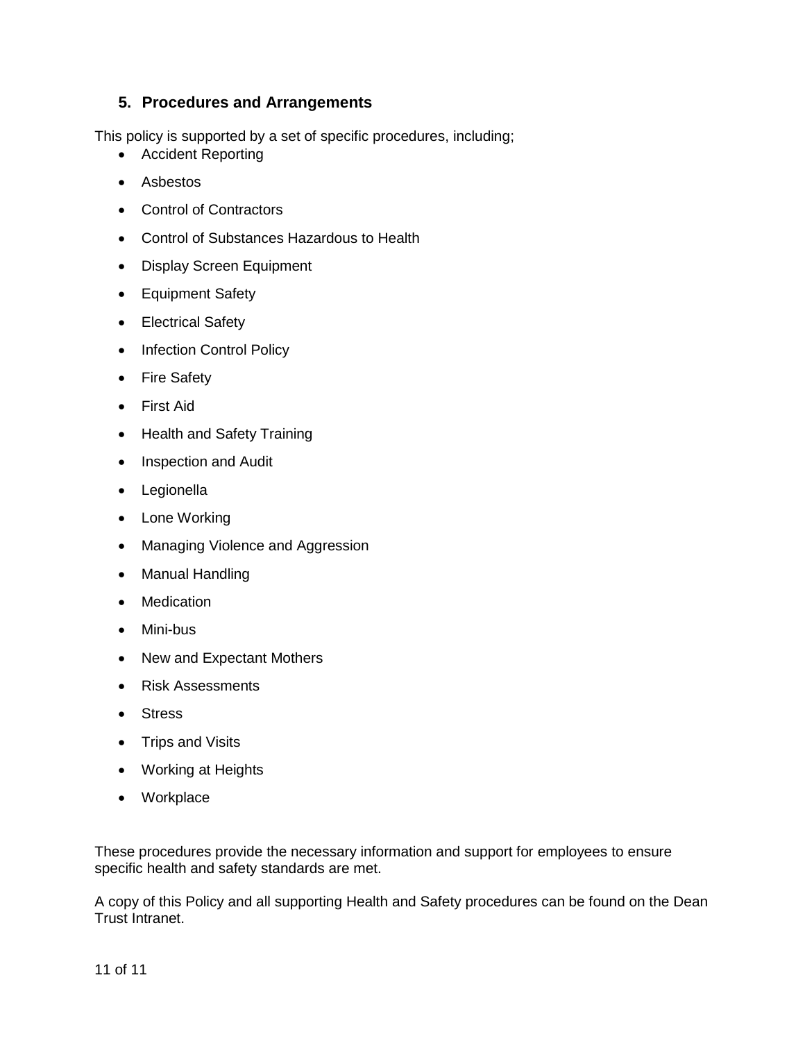## 5. Procedures and Arrangements

This policy is supported by a set of specific procedures, including;

- Accident Reporting
- Asbestos
- Control of Contractors
- Control of Substances Hazardous to Health
- Display Screen Equipment
- Equipment Safety
- Electrical Safety
- Infection Control Policy
- Fire Safety
- First Aid
- Health and Safety Training
- Inspection and Audit
- Legionella
- Lone Working
- Managing Violence and Aggression
- Manual Handling
- Medication
- Mini-bus
- New and Expectant Mothers
- Risk Assessments
- Stress
- Trips and Visits
- Working at Heights
- Workplace

These procedures provide the necessary information and support for employees to ensure specific health and safety standards are met.

A copy of this Policy and all supporting Health and Safety procedures can be found on the Dean Trust Intranet.